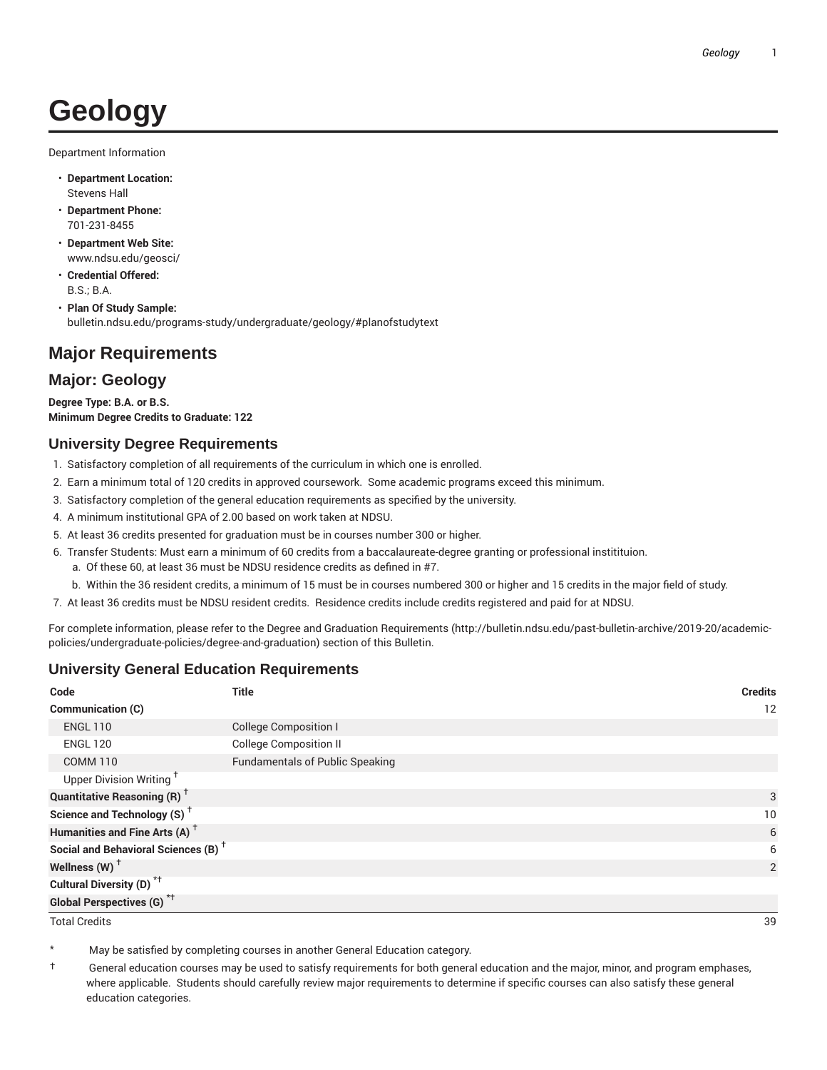# Geology

Department Information

- **Department Location:**
  Stevens Hall
- **Department Phone:**
  701-231-8455
- **Department Web Site:**
  www.ndsu.edu/geosci/
- **Credential Offered:**
  B.S.; B.A.
- **Plan Of Study Sample:**
  bulletin.ndsu.edu/programs-study/undergraduate/geology/#planofstudytext

## Major Requirements

## Major: Geology

**Degree Type: B.A. or B.S.**
**Minimum Degree Credits to Graduate: 122**

### University Degree Requirements

1. Satisfactory completion of all requirements of the curriculum in which one is enrolled.
2. Earn a minimum total of 120 credits in approved coursework. Some academic programs exceed this minimum.
3. Satisfactory completion of the general education requirements as specified by the university.
4. A minimum institutional GPA of 2.00 based on work taken at NDSU.
5. At least 36 credits presented for graduation must be in courses number 300 or higher.
6. Transfer Students: Must earn a minimum of 60 credits from a baccalaureate-degree granting or professional institituion.
   a. Of these 60, at least 36 must be NDSU residence credits as defined in #7.
   b. Within the 36 resident credits, a minimum of 15 must be in courses numbered 300 or higher and 15 credits in the major field of study.
7. At least 36 credits must be NDSU resident credits. Residence credits include credits registered and paid for at NDSU.

For complete information, please refer to the Degree and Graduation Requirements (http://bulletin.ndsu.edu/past-bulletin-archive/2019-20/academic-policies/undergraduate-policies/degree-and-graduation) section of this Bulletin.

### University General Education Requirements

| Code | Title | Credits |
|---|---|---|
| **Communication (C)** | | 12 |
| ENGL 110 | College Composition I | |
| ENGL 120 | College Composition II | |
| COMM 110 | Fundamentals of Public Speaking | |
| Upper Division Writing † | | |
| **Quantitative Reasoning (R)** † | | 3 |
| **Science and Technology (S)** † | | 10 |
| **Humanities and Fine Arts (A)** † | | 6 |
| **Social and Behavioral Sciences (B)** † | | 6 |
| **Wellness (W)** † | | 2 |
| **Cultural Diversity (D)** *† | | |
| **Global Perspectives (G)** *† | | |
| Total Credits | | 39 |

\* May be satisfied by completing courses in another General Education category.

† General education courses may be used to satisfy requirements for both general education and the major, minor, and program emphases, where applicable. Students should carefully review major requirements to determine if specific courses can also satisfy these general education categories.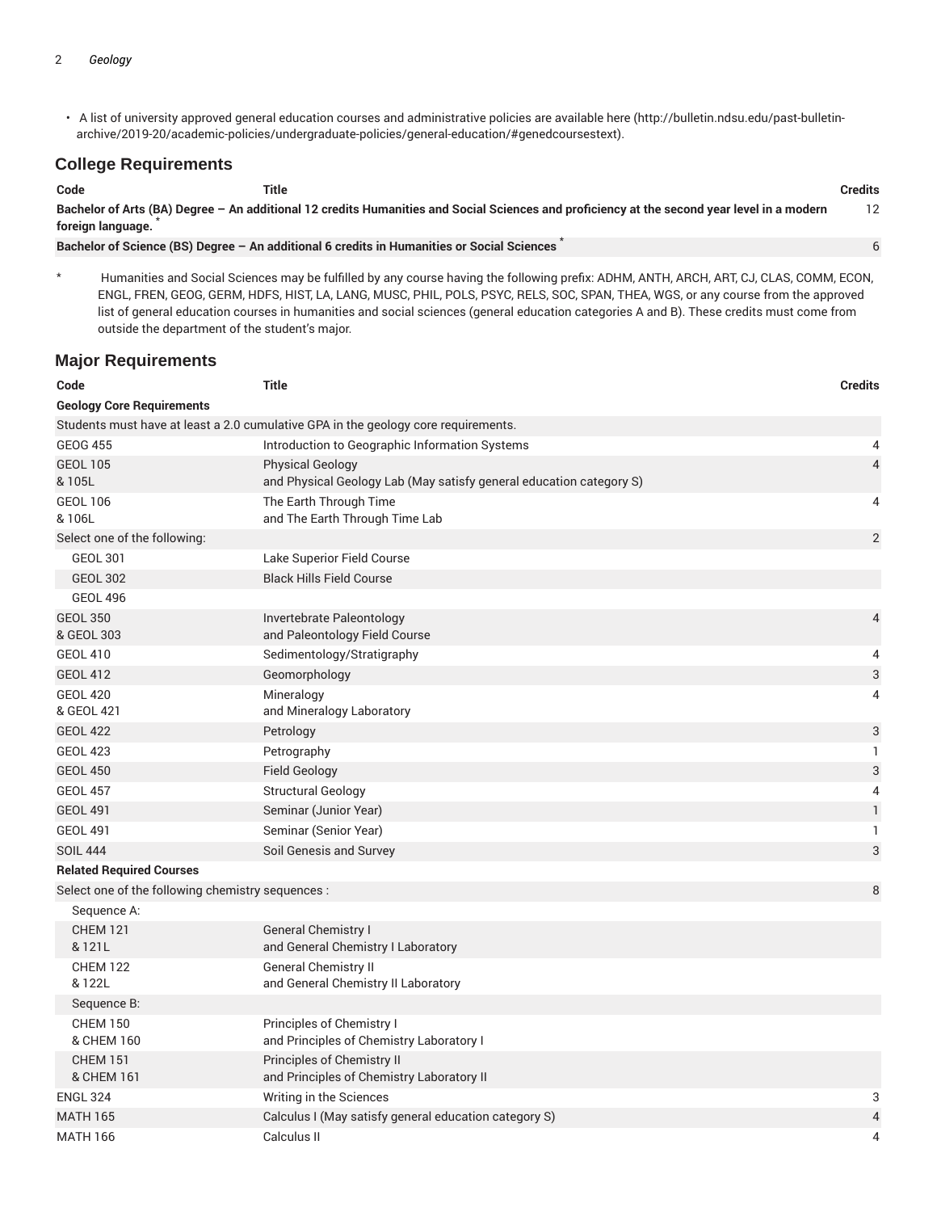- A list of university approved general education courses and administrative policies are available here (http://bulletin.ndsu.edu/past-bulletin-archive/2019-20/academic-policies/undergraduate-policies/general-education/#genedcoursestext).

## College Requirements

| Code | Title | Credits |
| --- | --- | --- |
| **Bachelor of Arts (BA) Degree – An additional 12 credits Humanities and Social Sciences and proficiency at the second year level in a modern foreign language. *** | | 12 |
| **Bachelor of Science (BS) Degree – An additional 6 credits in Humanities or Social Sciences *** | | 6 |

\* Humanities and Social Sciences may be fulfilled by any course having the following prefix: ADHM, ANTH, ARCH, ART, CJ, CLAS, COMM, ECON, ENGL, FREN, GEOG, GERM, HDFS, HIST, LA, LANG, MUSC, PHIL, POLS, PSYC, RELS, SOC, SPAN, THEA, WGS, or any course from the approved list of general education courses in humanities and social sciences (general education categories A and B). These credits must come from outside the department of the student's major.

## Major Requirements

| Code | Title | Credits |
| --- | --- | --- |
| **Geology Core Requirements** | | |
| Students must have at least a 2.0 cumulative GPA in the geology core requirements. | | |
| GEOG 455 | Introduction to Geographic Information Systems | 4 |
| GEOL 105<br>& 105L | Physical Geology<br>and Physical Geology Lab (May satisfy general education category S) | 4 |
| GEOL 106<br>& 106L | The Earth Through Time<br>and The Earth Through Time Lab | 4 |
| Select one of the following: | | 2 |
| GEOL 301 | Lake Superior Field Course | |
| GEOL 302 | Black Hills Field Course | |
| GEOL 496 | | |
| GEOL 350<br>& GEOL 303 | Invertebrate Paleontology<br>and Paleontology Field Course | 4 |
| GEOL 410 | Sedimentology/Stratigraphy | 4 |
| GEOL 412 | Geomorphology | 3 |
| GEOL 420<br>& GEOL 421 | Mineralogy<br>and Mineralogy Laboratory | 4 |
| GEOL 422 | Petrology | 3 |
| GEOL 423 | Petrography | 1 |
| GEOL 450 | Field Geology | 3 |
| GEOL 457 | Structural Geology | 4 |
| GEOL 491 | Seminar (Junior Year) | 1 |
| GEOL 491 | Seminar (Senior Year) | 1 |
| SOIL 444 | Soil Genesis and Survey | 3 |
| **Related Required Courses** | | |
| Select one of the following chemistry sequences : | | 8 |
| Sequence A: | | |
| CHEM 121<br>& 121L | General Chemistry I<br>and General Chemistry I Laboratory | |
| CHEM 122<br>& 122L | General Chemistry II<br>and General Chemistry II Laboratory | |
| Sequence B: | | |
| CHEM 150<br>& CHEM 160 | Principles of Chemistry I<br>and Principles of Chemistry Laboratory I | |
| CHEM 151<br>& CHEM 161 | Principles of Chemistry II<br>and Principles of Chemistry Laboratory II | |
| ENGL 324 | Writing in the Sciences | 3 |
| MATH 165 | Calculus I (May satisfy general education category S) | 4 |
| MATH 166 | Calculus II | 4 |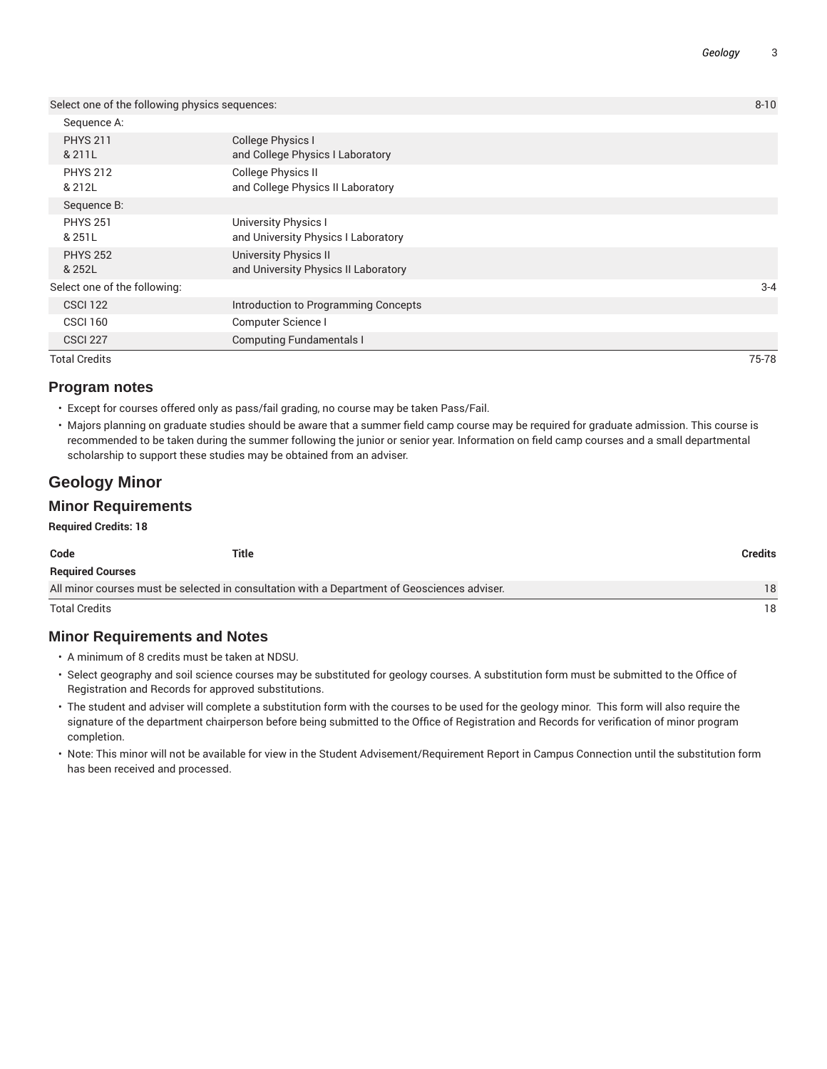| | | |
|---|---|---|
| Select one of the following physics sequences: | | 8-10 |
| Sequence A: | | |
| PHYS 211 & 211L | College Physics I and College Physics I Laboratory | |
| PHYS 212 & 212L | College Physics II and College Physics II Laboratory | |
| Sequence B: | | |
| PHYS 251 & 251L | University Physics I and University Physics I Laboratory | |
| PHYS 252 & 252L | University Physics II and University Physics II Laboratory | |
| Select one of the following: | | 3-4 |
| CSCI 122 | Introduction to Programming Concepts | |
| CSCI 160 | Computer Science I | |
| CSCI 227 | Computing Fundamentals I | |
| Total Credits | | 75-78 |

### Program notes

- Except for courses offered only as pass/fail grading, no course may be taken Pass/Fail.
- Majors planning on graduate studies should be aware that a summer field camp course may be required for graduate admission. This course is recommended to be taken during the summer following the junior or senior year. Information on field camp courses and a small departmental scholarship to support these studies may be obtained from an adviser.

## Geology Minor

### Minor Requirements

**Required Credits: 18**

| Code | Title | Credits |
|---|---|---|
| **Required Courses** | | |
| All minor courses must be selected in consultation with a Department of Geosciences adviser. | | 18 |
| Total Credits | | 18 |

### Minor Requirements and Notes

- A minimum of 8 credits must be taken at NDSU.
- Select geography and soil science courses may be substituted for geology courses. A substitution form must be submitted to the Office of Registration and Records for approved substitutions.
- The student and adviser will complete a substitution form with the courses to be used for the geology minor. This form will also require the signature of the department chairperson before being submitted to the Office of Registration and Records for verification of minor program completion.
- Note: This minor will not be available for view in the Student Advisement/Requirement Report in Campus Connection until the substitution form has been received and processed.